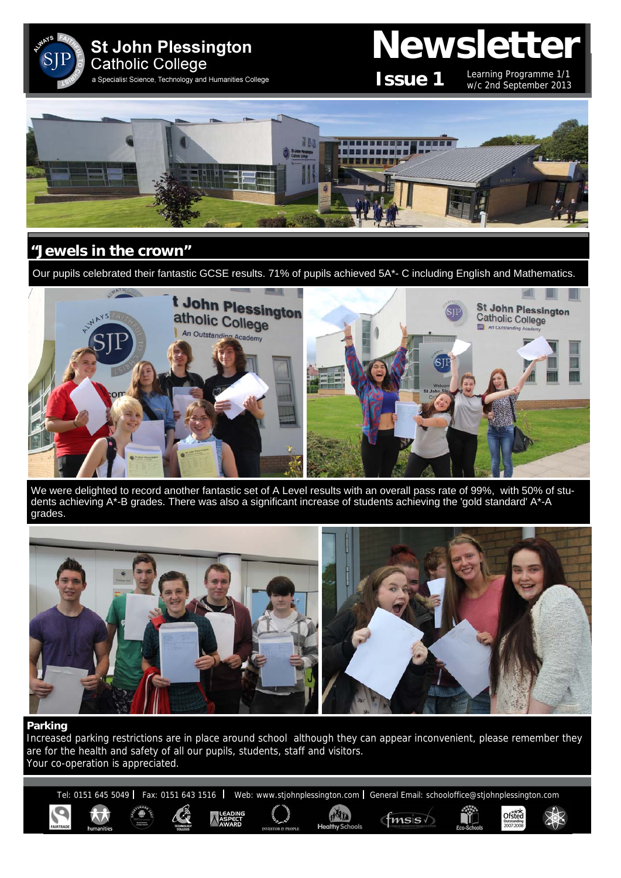# St John Plessington Catholic College

a Specialist Science, Technology and Humanities College

# Newsletter

**Issue 1** Learning Programme 1/1
w/c 2nd September 2013

## "Jewels in the crown"

Our pupils celebrated their fantastic GCSE results. 71% of pupils achieved 5A*- C including English and Mathematics.

We were delighted to record another fantastic set of A Level results with an overall pass rate of 99%, with 50% of students achieving A*-B grades. There was also a significant increase of students achieving the 'gold standard' A*-A grades.

### Parking

Increased parking restrictions are in place around school although they can appear inconvenient, please remember they are for the health and safety of all our pupils, students, staff and visitors.
Your co-operation is appreciated.

Tel: 0151 645 5049 | Fax: 0151 643 1516 | Web: www.stjohnplessington.com | General Email: schooloffice@stjohnplessington.com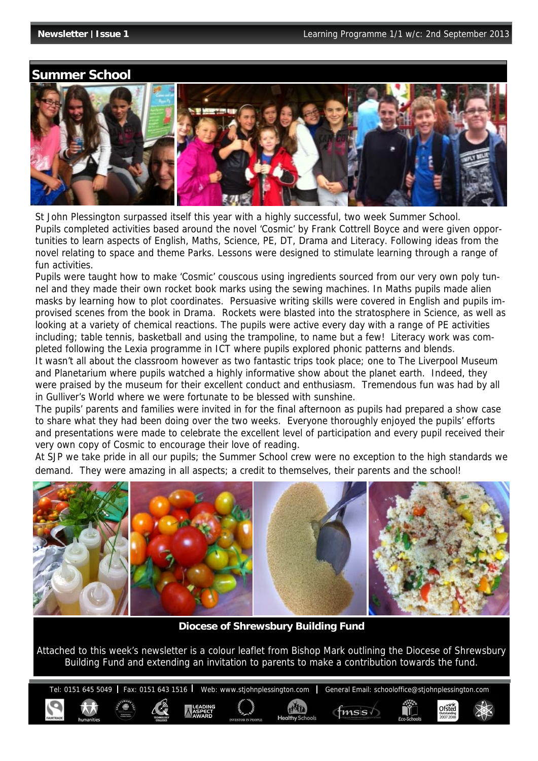## Summer School

St John Plessington surpassed itself this year with a highly successful, two week Summer School. Pupils completed activities based around the novel 'Cosmic' by Frank Cottrell Boyce and were given opportunities to learn aspects of English, Maths, Science, PE, DT, Drama and Literacy. Following ideas from the novel relating to space and theme Parks. Lessons were designed to stimulate learning through a range of fun activities.

Pupils were taught how to make 'Cosmic' couscous using ingredients sourced from our very own poly tunnel and they made their own rocket book marks using the sewing machines. In Maths pupils made alien masks by learning how to plot coordinates. Persuasive writing skills were covered in English and pupils improvised scenes from the book in Drama. Rockets were blasted into the stratosphere in Science, as well as looking at a variety of chemical reactions. The pupils were active every day with a range of PE activities including; table tennis, basketball and using the trampoline, to name but a few! Literacy work was completed following the Lexia programme in ICT where pupils explored phonic patterns and blends.

It wasn't all about the classroom however as two fantastic trips took place; one to The Liverpool Museum and Planetarium where pupils watched a highly informative show about the planet earth. Indeed, they were praised by the museum for their excellent conduct and enthusiasm. Tremendous fun was had by all in Gulliver's World where we were fortunate to be blessed with sunshine.

The pupils' parents and families were invited in for the final afternoon as pupils had prepared a show case to share what they had been doing over the two weeks. Everyone thoroughly enjoyed the pupils' efforts and presentations were made to celebrate the excellent level of participation and every pupil received their very own copy of Cosmic to encourage their love of reading.

At SJP we take pride in all our pupils; the Summer School crew were no exception to the high standards we demand. They were amazing in all aspects; a credit to themselves, their parents and the school!

## Diocese of Shrewsbury Building Fund

Attached to this week's newsletter is a colour leaflet from Bishop Mark outlining the Diocese of Shrewsbury Building Fund and extending an invitation to parents to make a contribution towards the fund.

Tel: 0151 645 5049 | Fax: 0151 643 1516 | Web: www.stjohnplessington.com | General Email: schooloffice@stjohnplessington.com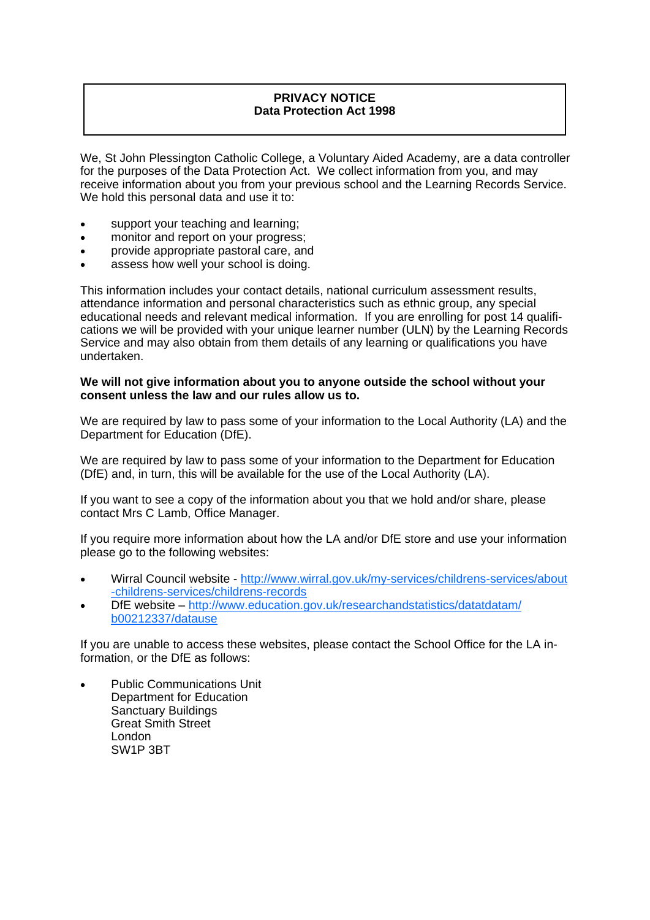# PRIVACY NOTICE
## Data Protection Act 1998

We, St John Plessington Catholic College, a Voluntary Aided Academy, are a data controller for the purposes of the Data Protection Act. We collect information from you, and may receive information about you from your previous school and the Learning Records Service. We hold this personal data and use it to:

- support your teaching and learning;
- monitor and report on your progress;
- provide appropriate pastoral care, and
- assess how well your school is doing.

This information includes your contact details, national curriculum assessment results, attendance information and personal characteristics such as ethnic group, any special educational needs and relevant medical information. If you are enrolling for post 14 qualifications we will be provided with your unique learner number (ULN) by the Learning Records Service and may also obtain from them details of any learning or qualifications you have undertaken.

**We will not give information about you to anyone outside the school without your consent unless the law and our rules allow us to.**

We are required by law to pass some of your information to the Local Authority (LA) and the Department for Education (DfE).

We are required by law to pass some of your information to the Department for Education (DfE) and, in turn, this will be available for the use of the Local Authority (LA).

If you want to see a copy of the information about you that we hold and/or share, please contact Mrs C Lamb, Office Manager.

If you require more information about how the LA and/or DfE store and use your information please go to the following websites:

- Wirral Council website - [http://www.wirral.gov.uk/my-services/childrens-services/about-childrens-services/childrens-records](http://www.wirral.gov.uk/my-services/childrens-services/about-childrens-services/childrens-records)
- DfE website – [http://www.education.gov.uk/researchandstatistics/datatdatam/b00212337/datause](http://www.education.gov.uk/researchandstatistics/datatdatam/b00212337/datause)

If you are unable to access these websites, please contact the School Office for the LA information, or the DfE as follows:

- Public Communications Unit
  Department for Education
  Sanctuary Buildings
  Great Smith Street
  London
  SW1P 3BT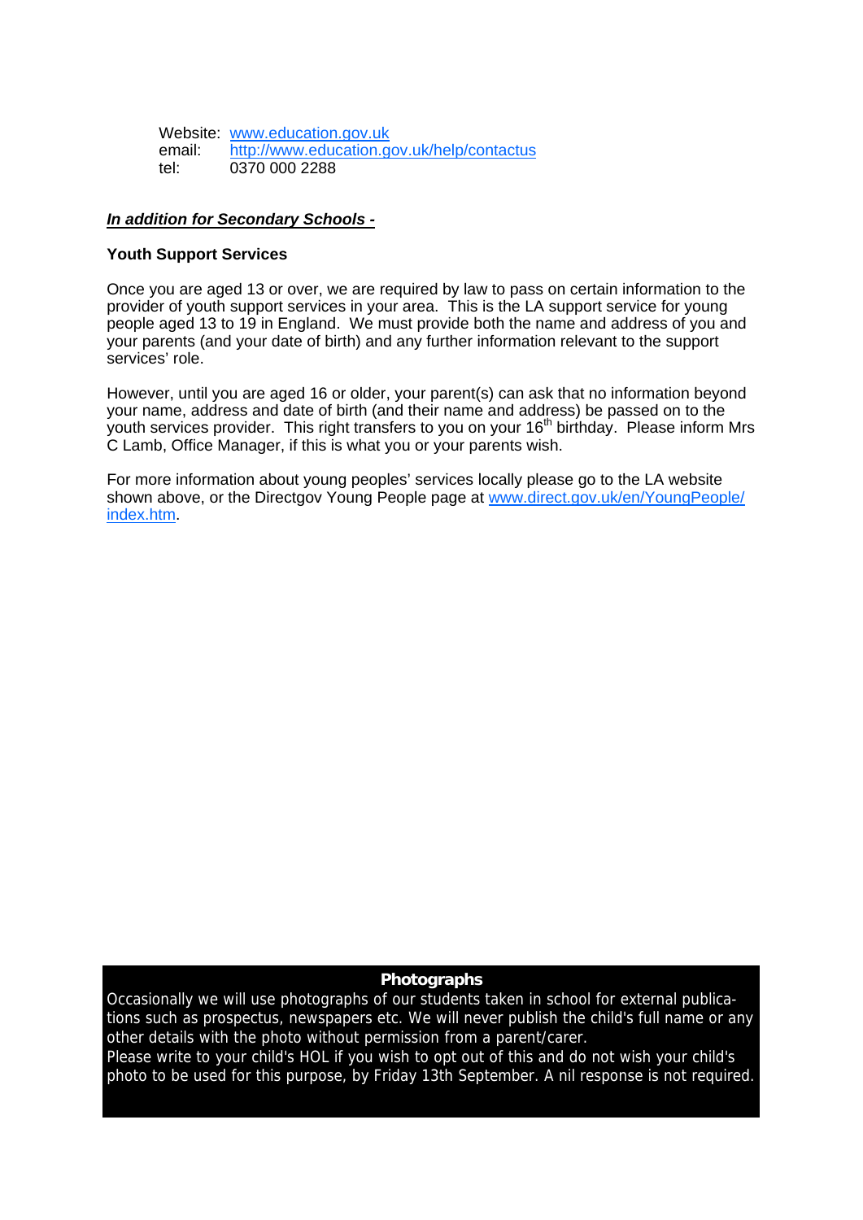Website: [www.education.gov.uk](http://www.education.gov.uk)
email: [http://www.education.gov.uk/help/contactus](http://www.education.gov.uk/help/contactus)
tel: 0370 000 2288

***In addition for Secondary Schools -***

**Youth Support Services**

Once you are aged 13 or over, we are required by law to pass on certain information to the provider of youth support services in your area. This is the LA support service for young people aged 13 to 19 in England. We must provide both the name and address of you and your parents (and your date of birth) and any further information relevant to the support services' role.

However, until you are aged 16 or older, your parent(s) can ask that no information beyond your name, address and date of birth (and their name and address) be passed on to the youth services provider. This right transfers to you on your 16th birthday. Please inform Mrs C Lamb, Office Manager, if this is what you or your parents wish.

For more information about young peoples' services locally please go to the LA website shown above, or the Directgov Young People page at [www.direct.gov.uk/en/YoungPeople/index.htm](http://www.direct.gov.uk/en/YoungPeople/index.htm).

**Photographs**

Occasionally we will use photographs of our students taken in school for external publications such as prospectus, newspapers etc. We will never publish the child's full name or any other details with the photo without permission from a parent/carer.
Please write to your child's HOL if you wish to opt out of this and do not wish your child's photo to be used for this purpose, by Friday 13th September. A nil response is not required.